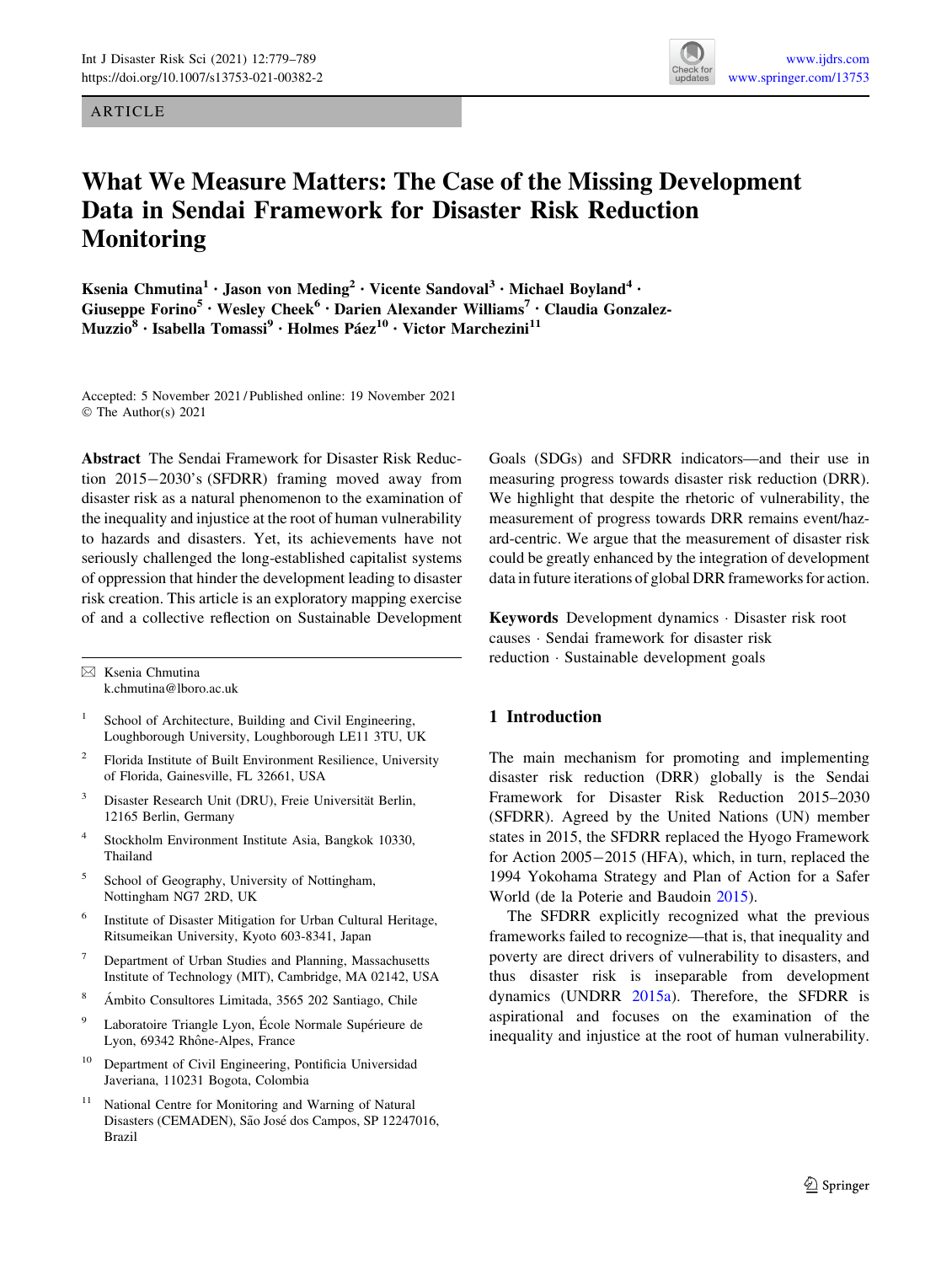ARTICLE

# What We Measure Matters: The Case of the Missing Development Data in Sendai Framework for Disaster Risk Reduction Monitoring

**Ksenia Chmutina[1] · Jason von Meding[2] · Vicente Sandoval[3] · Michael Boyland[4] · Giuseppe Forino[5] · Wesley Cheek[6] · Darien Alexander Williams[7] · Claudia Gonzalez-Muzzio[8] · Isabella Tomassi[9] · Holmes Páez[10] · Victor Marchezini[11]**

Accepted: 5 November 2021 / Published online: 19 November 2021
© The Author(s) 2021

**Abstract** The Sendai Framework for Disaster Risk Reduction 2015−2030's (SFDRR) framing moved away from disaster risk as a natural phenomenon to the examination of the inequality and injustice at the root of human vulnerability to hazards and disasters. Yet, its achievements have not seriously challenged the long-established capitalist systems of oppression that hinder the development leading to disaster risk creation. This article is an exploratory mapping exercise of and a collective reflection on Sustainable Development Goals (SDGs) and SFDRR indicators—and their use in measuring progress towards disaster risk reduction (DRR). We highlight that despite the rhetoric of vulnerability, the measurement of progress towards DRR remains event/hazard-centric. We argue that the measurement of disaster risk could be greatly enhanced by the integration of development data in future iterations of global DRR frameworks for action.

**Keywords** Development dynamics · Disaster risk root causes · Sendai framework for disaster risk reduction · Sustainable development goals

✉ Ksenia Chmutina
k.chmutina@lboro.ac.uk

[1] School of Architecture, Building and Civil Engineering, Loughborough University, Loughborough LE11 3TU, UK

[2] Florida Institute of Built Environment Resilience, University of Florida, Gainesville, FL 32661, USA

[3] Disaster Research Unit (DRU), Freie Universität Berlin, 12165 Berlin, Germany

[4] Stockholm Environment Institute Asia, Bangkok 10330, Thailand

[5] School of Geography, University of Nottingham, Nottingham NG7 2RD, UK

[6] Institute of Disaster Mitigation for Urban Cultural Heritage, Ritsumeikan University, Kyoto 603-8341, Japan

[7] Department of Urban Studies and Planning, Massachusetts Institute of Technology (MIT), Cambridge, MA 02142, USA

[8] Ámbito Consultores Limitada, 3565 202 Santiago, Chile

[9] Laboratoire Triangle Lyon, École Normale Supérieure de Lyon, 69342 Rhône-Alpes, France

[10] Department of Civil Engineering, Pontificia Universidad Javeriana, 110231 Bogota, Colombia

[11] National Centre for Monitoring and Warning of Natural Disasters (CEMADEN), São José dos Campos, SP 12247016, Brazil

## 1 Introduction

The main mechanism for promoting and implementing disaster risk reduction (DRR) globally is the Sendai Framework for Disaster Risk Reduction 2015–2030 (SFDRR). Agreed by the United Nations (UN) member states in 2015, the SFDRR replaced the Hyogo Framework for Action 2005−2015 (HFA), which, in turn, replaced the 1994 Yokohama Strategy and Plan of Action for a Safer World (de la Poterie and Baudoin 2015).

The SFDRR explicitly recognized what the previous frameworks failed to recognize—that is, that inequality and poverty are direct drivers of vulnerability to disasters, and thus disaster risk is inseparable from development dynamics (UNDRR 2015a). Therefore, the SFDRR is aspirational and focuses on the examination of the inequality and injustice at the root of human vulnerability.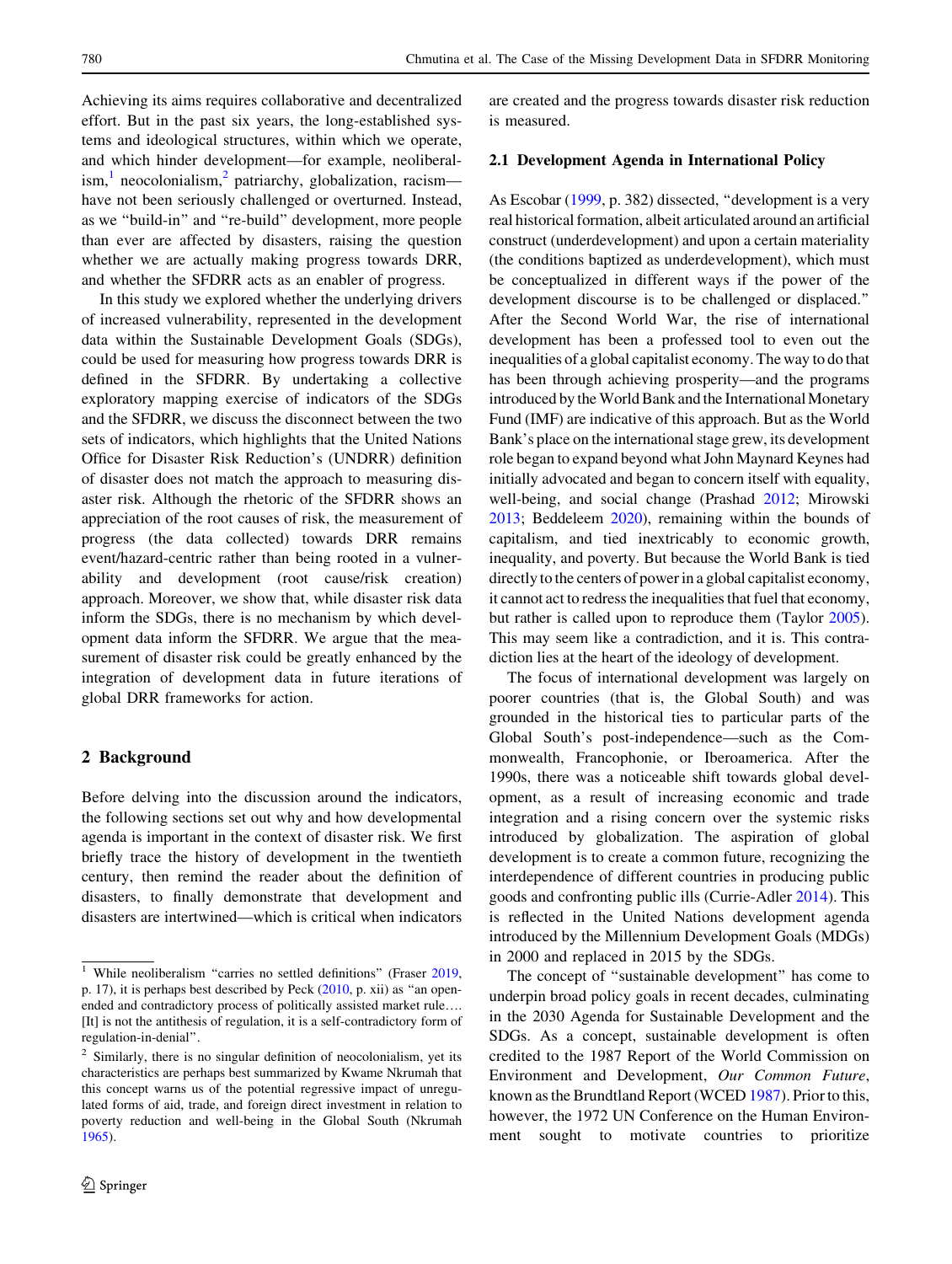Achieving its aims requires collaborative and decentralized effort. But in the past six years, the long-established systems and ideological structures, within which we operate, and which hinder development—for example, neoliberalism,[1] neocolonialism,[2] patriarchy, globalization, racism—have not been seriously challenged or overturned. Instead, as we "build-in" and "re-build" development, more people than ever are affected by disasters, raising the question whether we are actually making progress towards DRR, and whether the SFDRR acts as an enabler of progress.

In this study we explored whether the underlying drivers of increased vulnerability, represented in the development data within the Sustainable Development Goals (SDGs), could be used for measuring how progress towards DRR is defined in the SFDRR. By undertaking a collective exploratory mapping exercise of indicators of the SDGs and the SFDRR, we discuss the disconnect between the two sets of indicators, which highlights that the United Nations Office for Disaster Risk Reduction's (UNDRR) definition of disaster does not match the approach to measuring disaster risk. Although the rhetoric of the SFDRR shows an appreciation of the root causes of risk, the measurement of progress (the data collected) towards DRR remains event/hazard-centric rather than being rooted in a vulnerability and development (root cause/risk creation) approach. Moreover, we show that, while disaster risk data inform the SDGs, there is no mechanism by which development data inform the SFDRR. We argue that the measurement of disaster risk could be greatly enhanced by the integration of development data in future iterations of global DRR frameworks for action.

## 2 Background

Before delving into the discussion around the indicators, the following sections set out why and how developmental agenda is important in the context of disaster risk. We first briefly trace the history of development in the twentieth century, then remind the reader about the definition of disasters, to finally demonstrate that development and disasters are intertwined—which is critical when indicators are created and the progress towards disaster risk reduction is measured.

### 2.1 Development Agenda in International Policy

As Escobar (1999, p. 382) dissected, "development is a very real historical formation, albeit articulated around an artificial construct (underdevelopment) and upon a certain materiality (the conditions baptized as underdevelopment), which must be conceptualized in different ways if the power of the development discourse is to be challenged or displaced." After the Second World War, the rise of international development has been a professed tool to even out the inequalities of a global capitalist economy. The way to do that has been through achieving prosperity—and the programs introduced by the World Bank and the International Monetary Fund (IMF) are indicative of this approach. But as the World Bank's place on the international stage grew, its development role began to expand beyond what John Maynard Keynes had initially advocated and began to concern itself with equality, well-being, and social change (Prashad 2012; Mirowski 2013; Beddeleem 2020), remaining within the bounds of capitalism, and tied inextricably to economic growth, inequality, and poverty. But because the World Bank is tied directly to the centers of power in a global capitalist economy, it cannot act to redress the inequalities that fuel that economy, but rather is called upon to reproduce them (Taylor 2005). This may seem like a contradiction, and it is. This contradiction lies at the heart of the ideology of development.

The focus of international development was largely on poorer countries (that is, the Global South) and was grounded in the historical ties to particular parts of the Global South's post-independence—such as the Commonwealth, Francophonie, or Iberoamerica. After the 1990s, there was a noticeable shift towards global development, as a result of increasing economic and trade integration and a rising concern over the systemic risks introduced by globalization. The aspiration of global development is to create a common future, recognizing the interdependence of different countries in producing public goods and confronting public ills (Currie-Adler 2014). This is reflected in the United Nations development agenda introduced by the Millennium Development Goals (MDGs) in 2000 and replaced in 2015 by the SDGs.

The concept of "sustainable development" has come to underpin broad policy goals in recent decades, culminating in the 2030 Agenda for Sustainable Development and the SDGs. As a concept, sustainable development is often credited to the 1987 Report of the World Commission on Environment and Development, *Our Common Future*, known as the Brundtland Report (WCED 1987). Prior to this, however, the 1972 UN Conference on the Human Environment sought to motivate countries to prioritize

---

[1] While neoliberalism "carries no settled definitions" (Fraser 2019, p. 17), it is perhaps best described by Peck (2010, p. xii) as "an open-ended and contradictory process of politically assisted market rule…. [It] is not the antithesis of regulation, it is a self-contradictory form of regulation-in-denial".

[2] Similarly, there is no singular definition of neocolonialism, yet its characteristics are perhaps best summarized by Kwame Nkrumah that this concept warns us of the potential regressive impact of unregulated forms of aid, trade, and foreign direct investment in relation to poverty reduction and well-being in the Global South (Nkrumah 1965).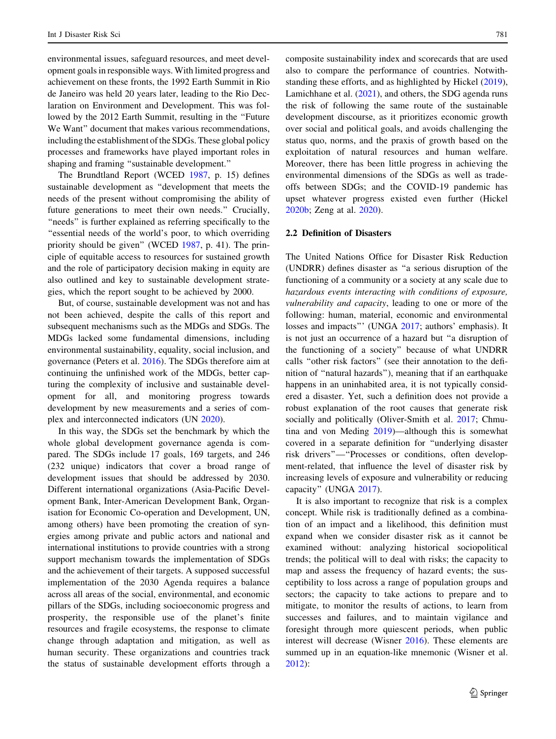environmental issues, safeguard resources, and meet development goals in responsible ways. With limited progress and achievement on these fronts, the 1992 Earth Summit in Rio de Janeiro was held 20 years later, leading to the Rio Declaration on Environment and Development. This was followed by the 2012 Earth Summit, resulting in the "Future We Want" document that makes various recommendations, including the establishment of the SDGs. These global policy processes and frameworks have played important roles in shaping and framing "sustainable development."

The Brundtland Report (WCED 1987, p. 15) defines sustainable development as "development that meets the needs of the present without compromising the ability of future generations to meet their own needs." Crucially, "needs" is further explained as referring specifically to the "essential needs of the world's poor, to which overriding priority should be given" (WCED 1987, p. 41). The principle of equitable access to resources for sustained growth and the role of participatory decision making in equity are also outlined and key to sustainable development strategies, which the report sought to be achieved by 2000.

But, of course, sustainable development was not and has not been achieved, despite the calls of this report and subsequent mechanisms such as the MDGs and SDGs. The MDGs lacked some fundamental dimensions, including environmental sustainability, equality, social inclusion, and governance (Peters et al. 2016). The SDGs therefore aim at continuing the unfinished work of the MDGs, better capturing the complexity of inclusive and sustainable development for all, and monitoring progress towards development by new measurements and a series of complex and interconnected indicators (UN 2020).

In this way, the SDGs set the benchmark by which the whole global development governance agenda is compared. The SDGs include 17 goals, 169 targets, and 246 (232 unique) indicators that cover a broad range of development issues that should be addressed by 2030. Different international organizations (Asia-Pacific Development Bank, Inter-American Development Bank, Organisation for Economic Co-operation and Development, UN, among others) have been promoting the creation of synergies among private and public actors and national and international institutions to provide countries with a strong support mechanism towards the implementation of SDGs and the achievement of their targets. A supposed successful implementation of the 2030 Agenda requires a balance across all areas of the social, environmental, and economic pillars of the SDGs, including socioeconomic progress and prosperity, the responsible use of the planet's finite resources and fragile ecosystems, the response to climate change through adaptation and mitigation, as well as human security. These organizations and countries track the status of sustainable development efforts through a composite sustainability index and scorecards that are used also to compare the performance of countries. Notwithstanding these efforts, and as highlighted by Hickel (2019), Lamichhane et al. (2021), and others, the SDG agenda runs the risk of following the same route of the sustainable development discourse, as it prioritizes economic growth over social and political goals, and avoids challenging the status quo, norms, and the praxis of growth based on the exploitation of natural resources and human welfare. Moreover, there has been little progress in achieving the environmental dimensions of the SDGs as well as trade-offs between SDGs; and the COVID-19 pandemic has upset whatever progress existed even further (Hickel 2020b; Zeng at al. 2020).

## 2.2 Definition of Disasters

The United Nations Office for Disaster Risk Reduction (UNDRR) defines disaster as "a serious disruption of the functioning of a community or a society at any scale due to *hazardous events interacting with conditions of exposure, vulnerability and capacity*, leading to one or more of the following: human, material, economic and environmental losses and impacts"' (UNGA 2017; authors' emphasis). It is not just an occurrence of a hazard but "a disruption of the functioning of a society" because of what UNDRR calls "other risk factors" (see their annotation to the definition of "natural hazards"), meaning that if an earthquake happens in an uninhabited area, it is not typically considered a disaster. Yet, such a definition does not provide a robust explanation of the root causes that generate risk socially and politically (Oliver-Smith et al. 2017; Chmutina and von Meding 2019)—although this is somewhat covered in a separate definition for "underlying disaster risk drivers"—"Processes or conditions, often development-related, that influence the level of disaster risk by increasing levels of exposure and vulnerability or reducing capacity" (UNGA 2017).

It is also important to recognize that risk is a complex concept. While risk is traditionally defined as a combination of an impact and a likelihood, this definition must expand when we consider disaster risk as it cannot be examined without: analyzing historical sociopolitical trends; the political will to deal with risks; the capacity to map and assess the frequency of hazard events; the susceptibility to loss across a range of population groups and sectors; the capacity to take actions to prepare and to mitigate, to monitor the results of actions, to learn from successes and failures, and to maintain vigilance and foresight through more quiescent periods, when public interest will decrease (Wisner 2016). These elements are summed up in an equation-like mnemonic (Wisner et al. 2012):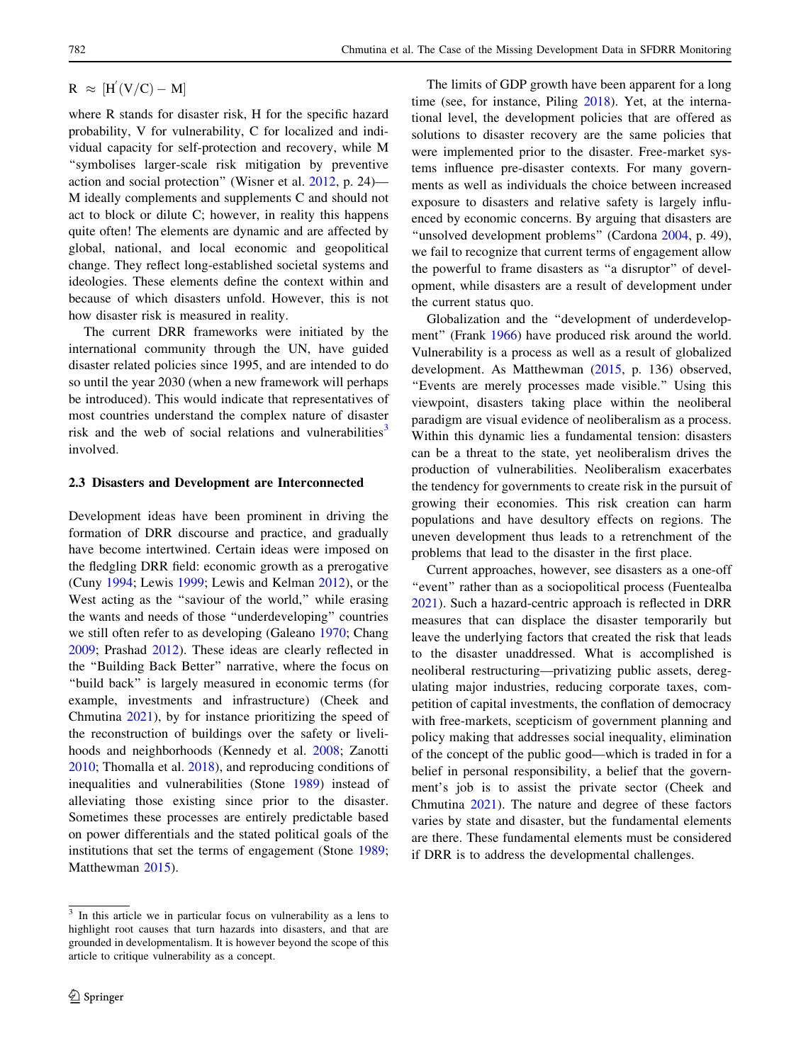$$R \approx [H'(V/C) - M]$$

where R stands for disaster risk, H for the specific hazard probability, V for vulnerability, C for localized and individual capacity for self-protection and recovery, while M "symbolises larger-scale risk mitigation by preventive action and social protection" (Wisner et al. 2012, p. 24)—M ideally complements and supplements C and should not act to block or dilute C; however, in reality this happens quite often! The elements are dynamic and are affected by global, national, and local economic and geopolitical change. They reflect long-established societal systems and ideologies. These elements define the context within and because of which disasters unfold. However, this is not how disaster risk is measured in reality.

The current DRR frameworks were initiated by the international community through the UN, have guided disaster related policies since 1995, and are intended to do so until the year 2030 (when a new framework will perhaps be introduced). This would indicate that representatives of most countries understand the complex nature of disaster risk and the web of social relations and vulnerabilities[3] involved.

### 2.3 Disasters and Development are Interconnected

Development ideas have been prominent in driving the formation of DRR discourse and practice, and gradually have become intertwined. Certain ideas were imposed on the fledgling DRR field: economic growth as a prerogative (Cuny 1994; Lewis 1999; Lewis and Kelman 2012), or the West acting as the "saviour of the world," while erasing the wants and needs of those "underdeveloping" countries we still often refer to as developing (Galeano 1970; Chang 2009; Prashad 2012). These ideas are clearly reflected in the "Building Back Better" narrative, where the focus on "build back" is largely measured in economic terms (for example, investments and infrastructure) (Cheek and Chmutina 2021), by for instance prioritizing the speed of the reconstruction of buildings over the safety or livelihoods and neighborhoods (Kennedy et al. 2008; Zanotti 2010; Thomalla et al. 2018), and reproducing conditions of inequalities and vulnerabilities (Stone 1989) instead of alleviating those existing since prior to the disaster. Sometimes these processes are entirely predictable based on power differentials and the stated political goals of the institutions that set the terms of engagement (Stone 1989; Matthewman 2015).

The limits of GDP growth have been apparent for a long time (see, for instance, Piling 2018). Yet, at the international level, the development policies that are offered as solutions to disaster recovery are the same policies that were implemented prior to the disaster. Free-market systems influence pre-disaster contexts. For many governments as well as individuals the choice between increased exposure to disasters and relative safety is largely influenced by economic concerns. By arguing that disasters are "unsolved development problems" (Cardona 2004, p. 49), we fail to recognize that current terms of engagement allow the powerful to frame disasters as "a disruptor" of development, while disasters are a result of development under the current status quo.

Globalization and the "development of underdevelopment" (Frank 1966) have produced risk around the world. Vulnerability is a process as well as a result of globalized development. As Matthewman (2015, p. 136) observed, "Events are merely processes made visible." Using this viewpoint, disasters taking place within the neoliberal paradigm are visual evidence of neoliberalism as a process. Within this dynamic lies a fundamental tension: disasters can be a threat to the state, yet neoliberalism drives the production of vulnerabilities. Neoliberalism exacerbates the tendency for governments to create risk in the pursuit of growing their economies. This risk creation can harm populations and have desultory effects on regions. The uneven development thus leads to a retrenchment of the problems that lead to the disaster in the first place.

Current approaches, however, see disasters as a one-off "event" rather than as a sociopolitical process (Fuentealba 2021). Such a hazard-centric approach is reflected in DRR measures that can displace the disaster temporarily but leave the underlying factors that created the risk that leads to the disaster unaddressed. What is accomplished is neoliberal restructuring—privatizing public assets, deregulating major industries, reducing corporate taxes, competition of capital investments, the conflation of democracy with free-markets, scepticism of government planning and policy making that addresses social inequality, elimination of the concept of the public good—which is traded in for a belief in personal responsibility, a belief that the government's job is to assist the private sector (Cheek and Chmutina 2021). The nature and degree of these factors varies by state and disaster, but the fundamental elements are there. These fundamental elements must be considered if DRR is to address the developmental challenges.

[3] In this article we in particular focus on vulnerability as a lens to highlight root causes that turn hazards into disasters, and that are grounded in developmentalism. It is however beyond the scope of this article to critique vulnerability as a concept.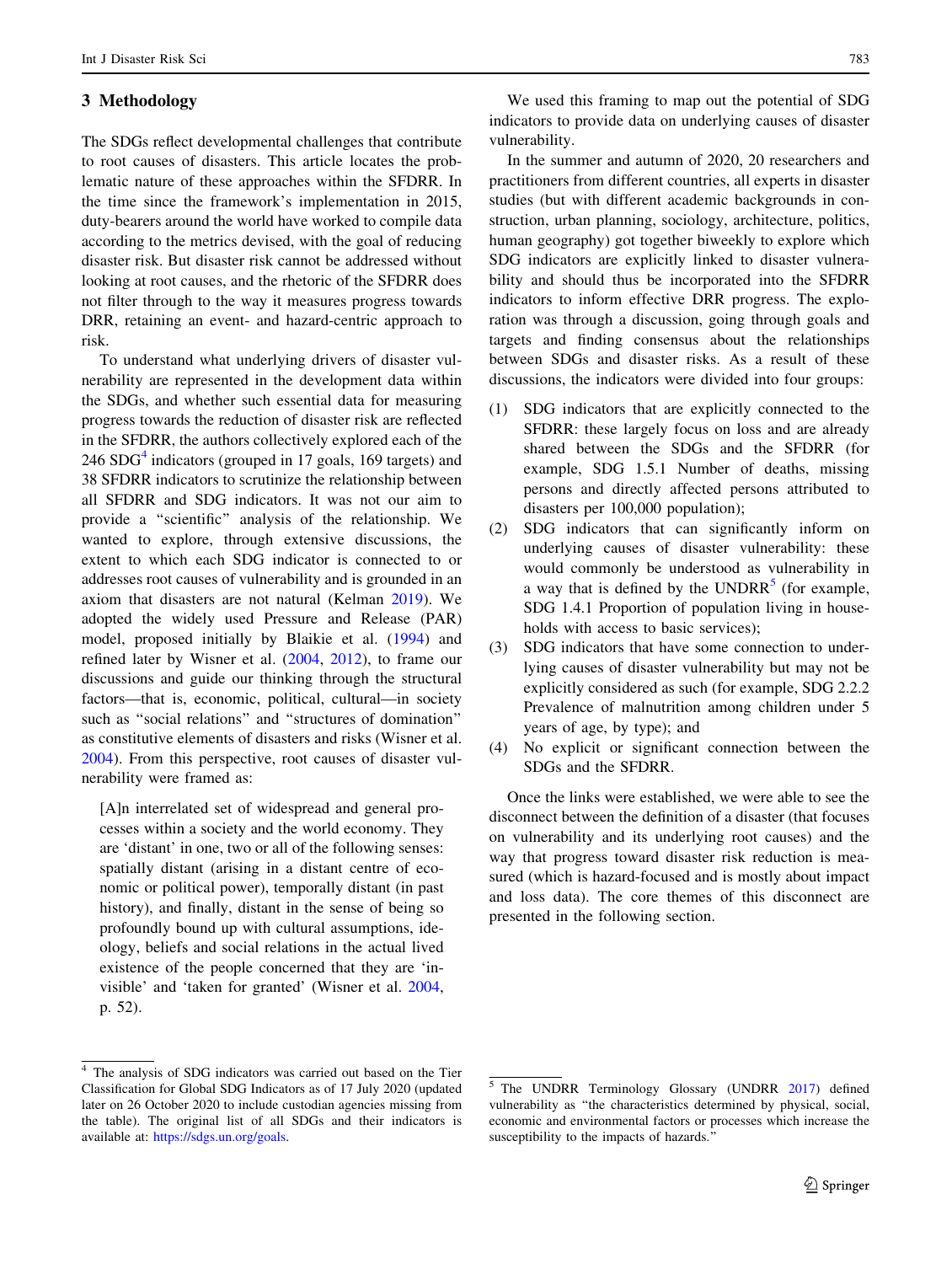## 3 Methodology

The SDGs reflect developmental challenges that contribute to root causes of disasters. This article locates the problematic nature of these approaches within the SFDRR. In the time since the framework's implementation in 2015, duty-bearers around the world have worked to compile data according to the metrics devised, with the goal of reducing disaster risk. But disaster risk cannot be addressed without looking at root causes, and the rhetoric of the SFDRR does not filter through to the way it measures progress towards DRR, retaining an event- and hazard-centric approach to risk.

To understand what underlying drivers of disaster vulnerability are represented in the development data within the SDGs, and whether such essential data for measuring progress towards the reduction of disaster risk are reflected in the SFDRR, the authors collectively explored each of the 246 SDG[4] indicators (grouped in 17 goals, 169 targets) and 38 SFDRR indicators to scrutinize the relationship between all SFDRR and SDG indicators. It was not our aim to provide a "scientific" analysis of the relationship. We wanted to explore, through extensive discussions, the extent to which each SDG indicator is connected to or addresses root causes of vulnerability and is grounded in an axiom that disasters are not natural (Kelman 2019). We adopted the widely used Pressure and Release (PAR) model, proposed initially by Blaikie et al. (1994) and refined later by Wisner et al. (2004, 2012), to frame our discussions and guide our thinking through the structural factors—that is, economic, political, cultural—in society such as "social relations" and "structures of domination" as constitutive elements of disasters and risks (Wisner et al. 2004). From this perspective, root causes of disaster vulnerability were framed as:

> [A]n interrelated set of widespread and general processes within a society and the world economy. They are 'distant' in one, two or all of the following senses: spatially distant (arising in a distant centre of economic or political power), temporally distant (in past history), and finally, distant in the sense of being so profoundly bound up with cultural assumptions, ideology, beliefs and social relations in the actual lived existence of the people concerned that they are 'invisible' and 'taken for granted' (Wisner et al. 2004, p. 52).

We used this framing to map out the potential of SDG indicators to provide data on underlying causes of disaster vulnerability.

In the summer and autumn of 2020, 20 researchers and practitioners from different countries, all experts in disaster studies (but with different academic backgrounds in construction, urban planning, sociology, architecture, politics, human geography) got together biweekly to explore which SDG indicators are explicitly linked to disaster vulnerability and should thus be incorporated into the SFDRR indicators to inform effective DRR progress. The exploration was through a discussion, going through goals and targets and finding consensus about the relationships between SDGs and disaster risks. As a result of these discussions, the indicators were divided into four groups:

(1) SDG indicators that are explicitly connected to the SFDRR: these largely focus on loss and are already shared between the SDGs and the SFDRR (for example, SDG 1.5.1 Number of deaths, missing persons and directly affected persons attributed to disasters per 100,000 population);
(2) SDG indicators that can significantly inform on underlying causes of disaster vulnerability: these would commonly be understood as vulnerability in a way that is defined by the UNDRR[5] (for example, SDG 1.4.1 Proportion of population living in households with access to basic services);
(3) SDG indicators that have some connection to underlying causes of disaster vulnerability but may not be explicitly considered as such (for example, SDG 2.2.2 Prevalence of malnutrition among children under 5 years of age, by type); and
(4) No explicit or significant connection between the SDGs and the SFDRR.

Once the links were established, we were able to see the disconnect between the definition of a disaster (that focuses on vulnerability and its underlying root causes) and the way that progress toward disaster risk reduction is measured (which is hazard-focused and is mostly about impact and loss data). The core themes of this disconnect are presented in the following section.

---

[4] The analysis of SDG indicators was carried out based on the Tier Classification for Global SDG Indicators as of 17 July 2020 (updated later on 26 October 2020 to include custodian agencies missing from the table). The original list of all SDGs and their indicators is available at: https://sdgs.un.org/goals.

[5] The UNDRR Terminology Glossary (UNDRR 2017) defined vulnerability as "the characteristics determined by physical, social, economic and environmental factors or processes which increase the susceptibility to the impacts of hazards."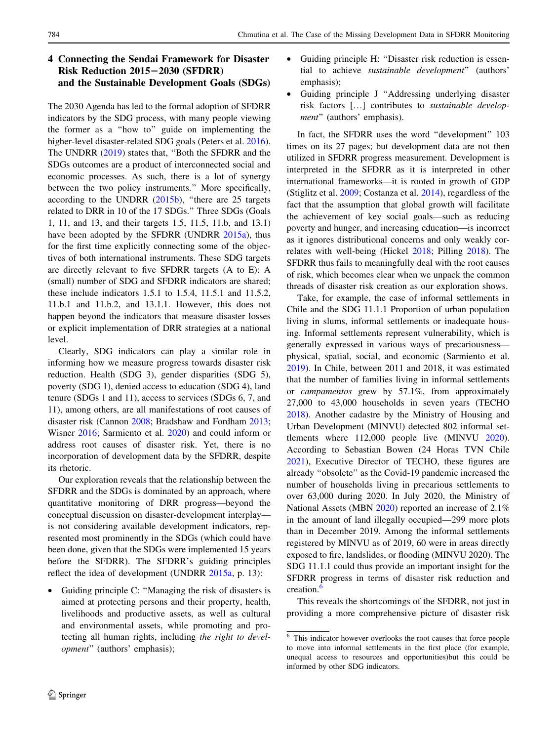## 4 Connecting the Sendai Framework for Disaster Risk Reduction 2015−2030 (SFDRR) and the Sustainable Development Goals (SDGs)

The 2030 Agenda has led to the formal adoption of SFDRR indicators by the SDG process, with many people viewing the former as a "how to" guide on implementing the higher-level disaster-related SDG goals (Peters et al. 2016). The UNDRR (2019) states that, "Both the SFDRR and the SDGs outcomes are a product of interconnected social and economic processes. As such, there is a lot of synergy between the two policy instruments." More specifically, according to the UNDRR (2015b), "there are 25 targets related to DRR in 10 of the 17 SDGs." Three SDGs (Goals 1, 11, and 13, and their targets 1.5, 11.5, 11.b, and 13.1) have been adopted by the SFDRR (UNDRR 2015a), thus for the first time explicitly connecting some of the objectives of both international instruments. These SDG targets are directly relevant to five SFDRR targets (A to E): A (small) number of SDG and SFDRR indicators are shared; these include indicators 1.5.1 to 1.5.4, 11.5.1 and 11.5.2, 11.b.1 and 11.b.2, and 13.1.1. However, this does not happen beyond the indicators that measure disaster losses or explicit implementation of DRR strategies at a national level.

Clearly, SDG indicators can play a similar role in informing how we measure progress towards disaster risk reduction. Health (SDG 3), gender disparities (SDG 5), poverty (SDG 1), denied access to education (SDG 4), land tenure (SDGs 1 and 11), access to services (SDGs 6, 7, and 11), among others, are all manifestations of root causes of disaster risk (Cannon 2008; Bradshaw and Fordham 2013; Wisner 2016; Sarmiento et al. 2020) and could inform or address root causes of disaster risk. Yet, there is no incorporation of development data by the SFDRR, despite its rhetoric.

Our exploration reveals that the relationship between the SFDRR and the SDGs is dominated by an approach, where quantitative monitoring of DRR progress—beyond the conceptual discussion on disaster-development interplay—is not considering available development indicators, represented most prominently in the SDGs (which could have been done, given that the SDGs were implemented 15 years before the SFDRR). The SFDRR's guiding principles reflect the idea of development (UNDRR 2015a, p. 13):

- Guiding principle C: "Managing the risk of disasters is aimed at protecting persons and their property, health, livelihoods and productive assets, as well as cultural and environmental assets, while promoting and protecting all human rights, including *the right to development*" (authors' emphasis);
- Guiding principle H: "Disaster risk reduction is essential to achieve *sustainable development*" (authors' emphasis);
- Guiding principle J "Addressing underlying disaster risk factors […] contributes to *sustainable development*" (authors' emphasis).

In fact, the SFDRR uses the word "development" 103 times on its 27 pages; but development data are not then utilized in SFDRR progress measurement. Development is interpreted in the SFDRR as it is interpreted in other international frameworks—it is rooted in growth of GDP (Stiglitz et al. 2009; Costanza et al. 2014), regardless of the fact that the assumption that global growth will facilitate the achievement of key social goals—such as reducing poverty and hunger, and increasing education—is incorrect as it ignores distributional concerns and only weakly correlates with well-being (Hickel 2018; Pilling 2018). The SFDRR thus fails to meaningfully deal with the root causes of risk, which becomes clear when we unpack the common threads of disaster risk creation as our exploration shows.

Take, for example, the case of informal settlements in Chile and the SDG 11.1.1 Proportion of urban population living in slums, informal settlements or inadequate housing. Informal settlements represent vulnerability, which is generally expressed in various ways of precariousness—physical, spatial, social, and economic (Sarmiento et al. 2019). In Chile, between 2011 and 2018, it was estimated that the number of families living in informal settlements or *campamentos* grew by 57.1%, from approximately 27,000 to 43,000 households in seven years (TECHO 2018). Another cadastre by the Ministry of Housing and Urban Development (MINVU) detected 802 informal settlements where 112,000 people live (MINVU 2020). According to Sebastian Bowen (24 Horas TVN Chile 2021), Executive Director of TECHO, these figures are already "obsolete" as the Covid-19 pandemic increased the number of households living in precarious settlements to over 63,000 during 2020. In July 2020, the Ministry of National Assets (MBN 2020) reported an increase of 2.1% in the amount of land illegally occupied—299 more plots than in December 2019. Among the informal settlements registered by MINVU as of 2019, 60 were in areas directly exposed to fire, landslides, or flooding (MINVU 2020). The SDG 11.1.1 could thus provide an important insight for the SFDRR progress in terms of disaster risk reduction and creation.[6]

This reveals the shortcomings of the SFDRR, not just in providing a more comprehensive picture of disaster risk

[6] This indicator however overlooks the root causes that force people to move into informal settlements in the first place (for example, unequal access to resources and opportunities)but this could be informed by other SDG indicators.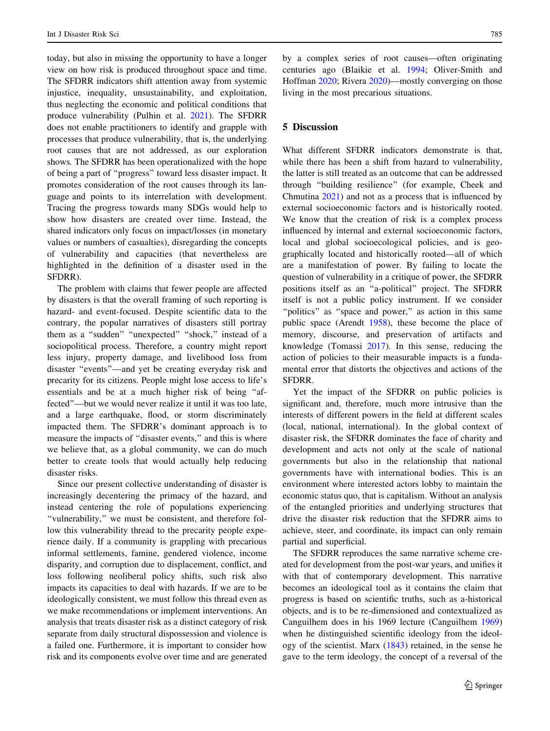today, but also in missing the opportunity to have a longer view on how risk is produced throughout space and time. The SFDRR indicators shift attention away from systemic injustice, inequality, unsustainability, and exploitation, thus neglecting the economic and political conditions that produce vulnerability (Pulhin et al. 2021). The SFDRR does not enable practitioners to identify and grapple with processes that produce vulnerability, that is, the underlying root causes that are not addressed, as our exploration shows. The SFDRR has been operationalized with the hope of being a part of "progress" toward less disaster impact. It promotes consideration of the root causes through its language and points to its interrelation with development. Tracing the progress towards many SDGs would help to show how disasters are created over time. Instead, the shared indicators only focus on impact/losses (in monetary values or numbers of casualties), disregarding the concepts of vulnerability and capacities (that nevertheless are highlighted in the definition of a disaster used in the SFDRR).

The problem with claims that fewer people are affected by disasters is that the overall framing of such reporting is hazard- and event-focused. Despite scientific data to the contrary, the popular narratives of disasters still portray them as a "sudden" "unexpected" "shock," instead of a sociopolitical process. Therefore, a country might report less injury, property damage, and livelihood loss from disaster "events"—and yet be creating everyday risk and precarity for its citizens. People might lose access to life's essentials and be at a much higher risk of being "affected"—but we would never realize it until it was too late, and a large earthquake, flood, or storm discriminately impacted them. The SFDRR's dominant approach is to measure the impacts of "disaster events," and this is where we believe that, as a global community, we can do much better to create tools that would actually help reducing disaster risks.

Since our present collective understanding of disaster is increasingly decentering the primacy of the hazard, and instead centering the role of populations experiencing "vulnerability," we must be consistent, and therefore follow this vulnerability thread to the precarity people experience daily. If a community is grappling with precarious informal settlements, famine, gendered violence, income disparity, and corruption due to displacement, conflict, and loss following neoliberal policy shifts, such risk also impacts its capacities to deal with hazards. If we are to be ideologically consistent, we must follow this thread even as we make recommendations or implement interventions. An analysis that treats disaster risk as a distinct category of risk separate from daily structural dispossession and violence is a failed one. Furthermore, it is important to consider how risk and its components evolve over time and are generated by a complex series of root causes—often originating centuries ago (Blaikie et al. 1994; Oliver-Smith and Hoffman 2020; Rivera 2020)—mostly converging on those living in the most precarious situations.

## 5 Discussion

What different SFDRR indicators demonstrate is that, while there has been a shift from hazard to vulnerability, the latter is still treated as an outcome that can be addressed through "building resilience" (for example, Cheek and Chmutina 2021) and not as a process that is influenced by external socioeconomic factors and is historically rooted. We know that the creation of risk is a complex process influenced by internal and external socioeconomic factors, local and global socioecological policies, and is geographically located and historically rooted—all of which are a manifestation of power. By failing to locate the question of vulnerability in a critique of power, the SFDRR positions itself as an "a-political" project. The SFDRR itself is not a public policy instrument. If we consider "politics" as "space and power," as action in this same public space (Arendt 1958), these become the place of memory, discourse, and preservation of artifacts and knowledge (Tomassi 2017). In this sense, reducing the action of policies to their measurable impacts is a fundamental error that distorts the objectives and actions of the SFDRR.

Yet the impact of the SFDRR on public policies is significant and, therefore, much more intrusive than the interests of different powers in the field at different scales (local, national, international). In the global context of disaster risk, the SFDRR dominates the face of charity and development and acts not only at the scale of national governments but also in the relationship that national governments have with international bodies. This is an environment where interested actors lobby to maintain the economic status quo, that is capitalism. Without an analysis of the entangled priorities and underlying structures that drive the disaster risk reduction that the SFDRR aims to achieve, steer, and coordinate, its impact can only remain partial and superficial.

The SFDRR reproduces the same narrative scheme created for development from the post-war years, and unifies it with that of contemporary development. This narrative becomes an ideological tool as it contains the claim that progress is based on scientific truths, such as a-historical objects, and is to be re-dimensioned and contextualized as Canguilhem does in his 1969 lecture (Canguilhem 1969) when he distinguished scientific ideology from the ideology of the scientist. Marx (1843) retained, in the sense he gave to the term ideology, the concept of a reversal of the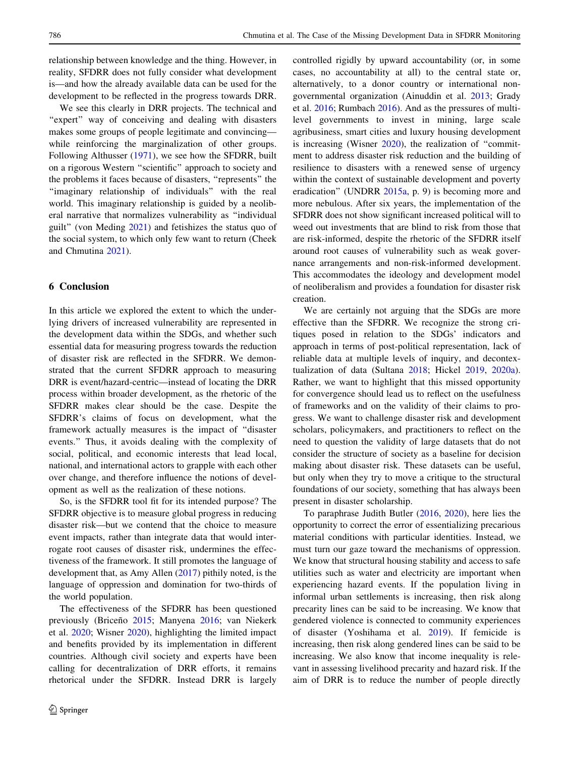relationship between knowledge and the thing. However, in reality, SFDRR does not fully consider what development is—and how the already available data can be used for the development to be reflected in the progress towards DRR.

We see this clearly in DRR projects. The technical and "expert" way of conceiving and dealing with disasters makes some groups of people legitimate and convincing—while reinforcing the marginalization of other groups. Following Althusser (1971), we see how the SFDRR, built on a rigorous Western "scientific" approach to society and the problems it faces because of disasters, "represents" the "imaginary relationship of individuals" with the real world. This imaginary relationship is guided by a neoliberal narrative that normalizes vulnerability as "individual guilt" (von Meding 2021) and fetishizes the status quo of the social system, to which only few want to return (Cheek and Chmutina 2021).

## 6 Conclusion

In this article we explored the extent to which the underlying drivers of increased vulnerability are represented in the development data within the SDGs, and whether such essential data for measuring progress towards the reduction of disaster risk are reflected in the SFDRR. We demonstrated that the current SFDRR approach to measuring DRR is event/hazard-centric—instead of locating the DRR process within broader development, as the rhetoric of the SFDRR makes clear should be the case. Despite the SFDRR's claims of focus on development, what the framework actually measures is the impact of "disaster events." Thus, it avoids dealing with the complexity of social, political, and economic interests that lead local, national, and international actors to grapple with each other over change, and therefore influence the notions of development as well as the realization of these notions.

So, is the SFDRR tool fit for its intended purpose? The SFDRR objective is to measure global progress in reducing disaster risk—but we contend that the choice to measure event impacts, rather than integrate data that would interrogate root causes of disaster risk, undermines the effectiveness of the framework. It still promotes the language of development that, as Amy Allen (2017) pithily noted, is the language of oppression and domination for two-thirds of the world population.

The effectiveness of the SFDRR has been questioned previously (Briceño 2015; Manyena 2016; van Niekerk et al. 2020; Wisner 2020), highlighting the limited impact and benefits provided by its implementation in different countries. Although civil society and experts have been calling for decentralization of DRR efforts, it remains rhetorical under the SFDRR. Instead DRR is largely controlled rigidly by upward accountability (or, in some cases, no accountability at all) to the central state or, alternatively, to a donor country or international nongovernmental organization (Ainuddin et al. 2013; Grady et al. 2016; Rumbach 2016). And as the pressures of multilevel governments to invest in mining, large scale agribusiness, smart cities and luxury housing development is increasing (Wisner 2020), the realization of "commitment to address disaster risk reduction and the building of resilience to disasters with a renewed sense of urgency within the context of sustainable development and poverty eradication" (UNDRR 2015a, p. 9) is becoming more and more nebulous. After six years, the implementation of the SFDRR does not show significant increased political will to weed out investments that are blind to risk from those that are risk-informed, despite the rhetoric of the SFDRR itself around root causes of vulnerability such as weak governance arrangements and non-risk-informed development. This accommodates the ideology and development model of neoliberalism and provides a foundation for disaster risk creation.

We are certainly not arguing that the SDGs are more effective than the SFDRR. We recognize the strong critiques posed in relation to the SDGs' indicators and approach in terms of post-political representation, lack of reliable data at multiple levels of inquiry, and decontextualization of data (Sultana 2018; Hickel 2019, 2020a). Rather, we want to highlight that this missed opportunity for convergence should lead us to reflect on the usefulness of frameworks and on the validity of their claims to progress. We want to challenge disaster risk and development scholars, policymakers, and practitioners to reflect on the need to question the validity of large datasets that do not consider the structure of society as a baseline for decision making about disaster risk. These datasets can be useful, but only when they try to move a critique to the structural foundations of our society, something that has always been present in disaster scholarship.

To paraphrase Judith Butler (2016, 2020), here lies the opportunity to correct the error of essentializing precarious material conditions with particular identities. Instead, we must turn our gaze toward the mechanisms of oppression. We know that structural housing stability and access to safe utilities such as water and electricity are important when experiencing hazard events. If the population living in informal urban settlements is increasing, then risk along precarity lines can be said to be increasing. We know that gendered violence is connected to community experiences of disaster (Yoshihama et al. 2019). If femicide is increasing, then risk along gendered lines can be said to be increasing. We also know that income inequality is relevant in assessing livelihood precarity and hazard risk. If the aim of DRR is to reduce the number of people directly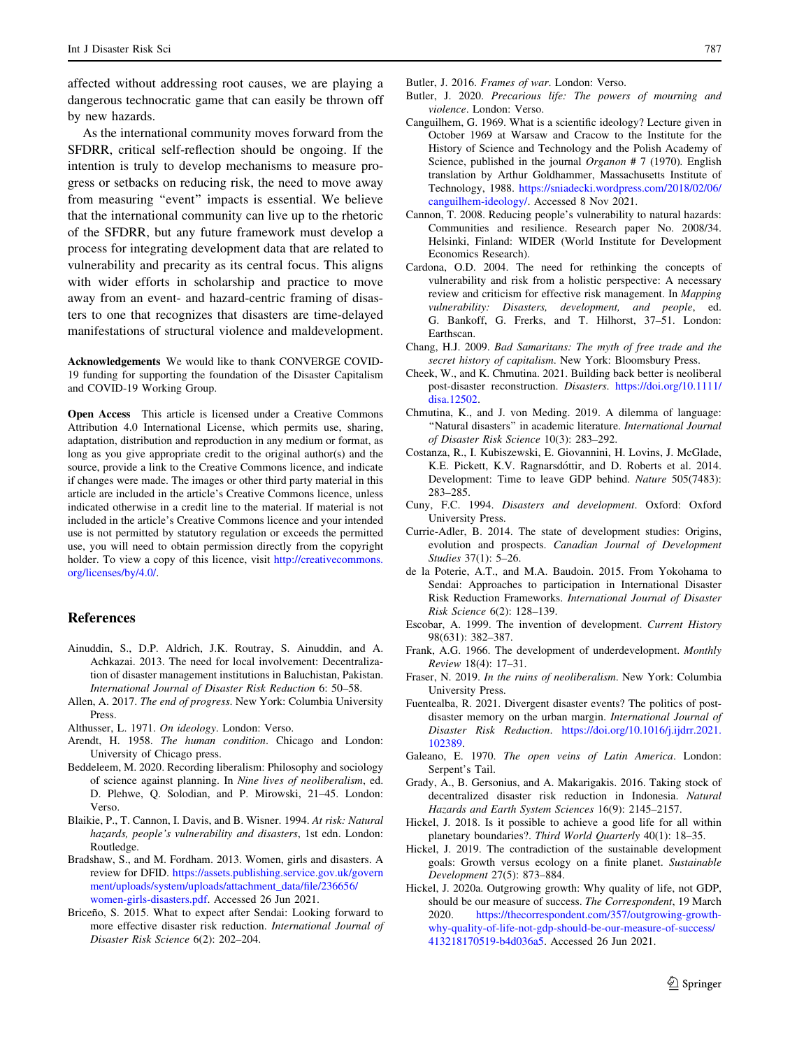affected without addressing root causes, we are playing a dangerous technocratic game that can easily be thrown off by new hazards.

As the international community moves forward from the SFDRR, critical self-reflection should be ongoing. If the intention is truly to develop mechanisms to measure progress or setbacks on reducing risk, the need to move away from measuring "event" impacts is essential. We believe that the international community can live up to the rhetoric of the SFDRR, but any future framework must develop a process for integrating development data that are related to vulnerability and precarity as its central focus. This aligns with wider efforts in scholarship and practice to move away from an event- and hazard-centric framing of disasters to one that recognizes that disasters are time-delayed manifestations of structural violence and maldevelopment.

**Acknowledgements** We would like to thank CONVERGE COVID-19 funding for supporting the foundation of the Disaster Capitalism and COVID-19 Working Group.

**Open Access** This article is licensed under a Creative Commons Attribution 4.0 International License, which permits use, sharing, adaptation, distribution and reproduction in any medium or format, as long as you give appropriate credit to the original author(s) and the source, provide a link to the Creative Commons licence, and indicate if changes were made. The images or other third party material in this article are included in the article's Creative Commons licence, unless indicated otherwise in a credit line to the material. If material is not included in the article's Creative Commons licence and your intended use is not permitted by statutory regulation or exceeds the permitted use, you will need to obtain permission directly from the copyright holder. To view a copy of this licence, visit http://creativecommons.org/licenses/by/4.0/.

## References

Ainuddin, S., D.P. Aldrich, J.K. Routray, S. Ainuddin, and A. Achkazai. 2013. The need for local involvement: Decentralization of disaster management institutions in Baluchistan, Pakistan. *International Journal of Disaster Risk Reduction* 6: 50–58.

Allen, A. 2017. *The end of progress*. New York: Columbia University Press.

Althusser, L. 1971. *On ideology*. London: Verso.

Arendt, H. 1958. *The human condition*. Chicago and London: University of Chicago press.

Beddeleem, M. 2020. Recording liberalism: Philosophy and sociology of science against planning. In *Nine lives of neoliberalism*, ed. D. Plehwe, Q. Solodian, and P. Mirowski, 21–45. London: Verso.

Blaikie, P., T. Cannon, I. Davis, and B. Wisner. 1994. *At risk: Natural hazards, people's vulnerability and disasters*, 1st edn. London: Routledge.

Bradshaw, S., and M. Fordham. 2013. Women, girls and disasters. A review for DFID. https://assets.publishing.service.gov.uk/government/uploads/system/uploads/attachment_data/file/236656/women-girls-disasters.pdf. Accessed 26 Jun 2021.

Briceño, S. 2015. What to expect after Sendai: Looking forward to more effective disaster risk reduction. *International Journal of Disaster Risk Science* 6(2): 202–204.

Butler, J. 2016. *Frames of war*. London: Verso.

Butler, J. 2020. *Precarious life: The powers of mourning and violence*. London: Verso.

Canguilhem, G. 1969. What is a scientific ideology? Lecture given in October 1969 at Warsaw and Cracow to the Institute for the History of Science and Technology and the Polish Academy of Science, published in the journal *Organon* # 7 (1970). English translation by Arthur Goldhammer, Massachusetts Institute of Technology, 1988. https://sniadecki.wordpress.com/2018/02/06/canguilhem-ideology/. Accessed 8 Nov 2021.

Cannon, T. 2008. Reducing people's vulnerability to natural hazards: Communities and resilience. Research paper No. 2008/34. Helsinki, Finland: WIDER (World Institute for Development Economics Research).

Cardona, O.D. 2004. The need for rethinking the concepts of vulnerability and risk from a holistic perspective: A necessary review and criticism for effective risk management. In *Mapping vulnerability: Disasters, development, and people*, ed. G. Bankoff, G. Frerks, and T. Hilhorst, 37–51. London: Earthscan.

Chang, H.J. 2009. *Bad Samaritans: The myth of free trade and the secret history of capitalism*. New York: Bloomsbury Press.

Cheek, W., and K. Chmutina. 2021. Building back better is neoliberal post-disaster reconstruction. *Disasters*. https://doi.org/10.1111/disa.12502.

Chmutina, K., and J. von Meding. 2019. A dilemma of language: "Natural disasters" in academic literature. *International Journal of Disaster Risk Science* 10(3): 283–292.

Costanza, R., I. Kubiszewski, E. Giovannini, H. Lovins, J. McGlade, K.E. Pickett, K.V. Ragnarsdóttir, and D. Roberts et al. 2014. Development: Time to leave GDP behind. *Nature* 505(7483): 283–285.

Cuny, F.C. 1994. *Disasters and development*. Oxford: Oxford University Press.

Currie-Adler, B. 2014. The state of development studies: Origins, evolution and prospects. *Canadian Journal of Development Studies* 37(1): 5–26.

de la Poterie, A.T., and M.A. Baudoin. 2015. From Yokohama to Sendai: Approaches to participation in International Disaster Risk Reduction Frameworks. *International Journal of Disaster Risk Science* 6(2): 128–139.

Escobar, A. 1999. The invention of development. *Current History* 98(631): 382–387.

Frank, A.G. 1966. The development of underdevelopment. *Monthly Review* 18(4): 17–31.

Fraser, N. 2019. *In the ruins of neoliberalism*. New York: Columbia University Press.

Fuentealba, R. 2021. Divergent disaster events? The politics of post-disaster memory on the urban margin. *International Journal of Disaster Risk Reduction*. https://doi.org/10.1016/j.ijdrr.2021.102389.

Galeano, E. 1970. *The open veins of Latin America*. London: Serpent's Tail.

Grady, A., B. Gersonius, and A. Makarigakis. 2016. Taking stock of decentralized disaster risk reduction in Indonesia. *Natural Hazards and Earth System Sciences* 16(9): 2145–2157.

Hickel, J. 2018. Is it possible to achieve a good life for all within planetary boundaries?. *Third World Quarterly* 40(1): 18–35.

Hickel, J. 2019. The contradiction of the sustainable development goals: Growth versus ecology on a finite planet. *Sustainable Development* 27(5): 873–884.

Hickel, J. 2020a. Outgrowing growth: Why quality of life, not GDP, should be our measure of success. *The Correspondent*, 19 March 2020. https://thecorrespondent.com/357/outgrowing-growth-why-quality-of-life-not-gdp-should-be-our-measure-of-success/413218170519-b4d036a5. Accessed 26 Jun 2021.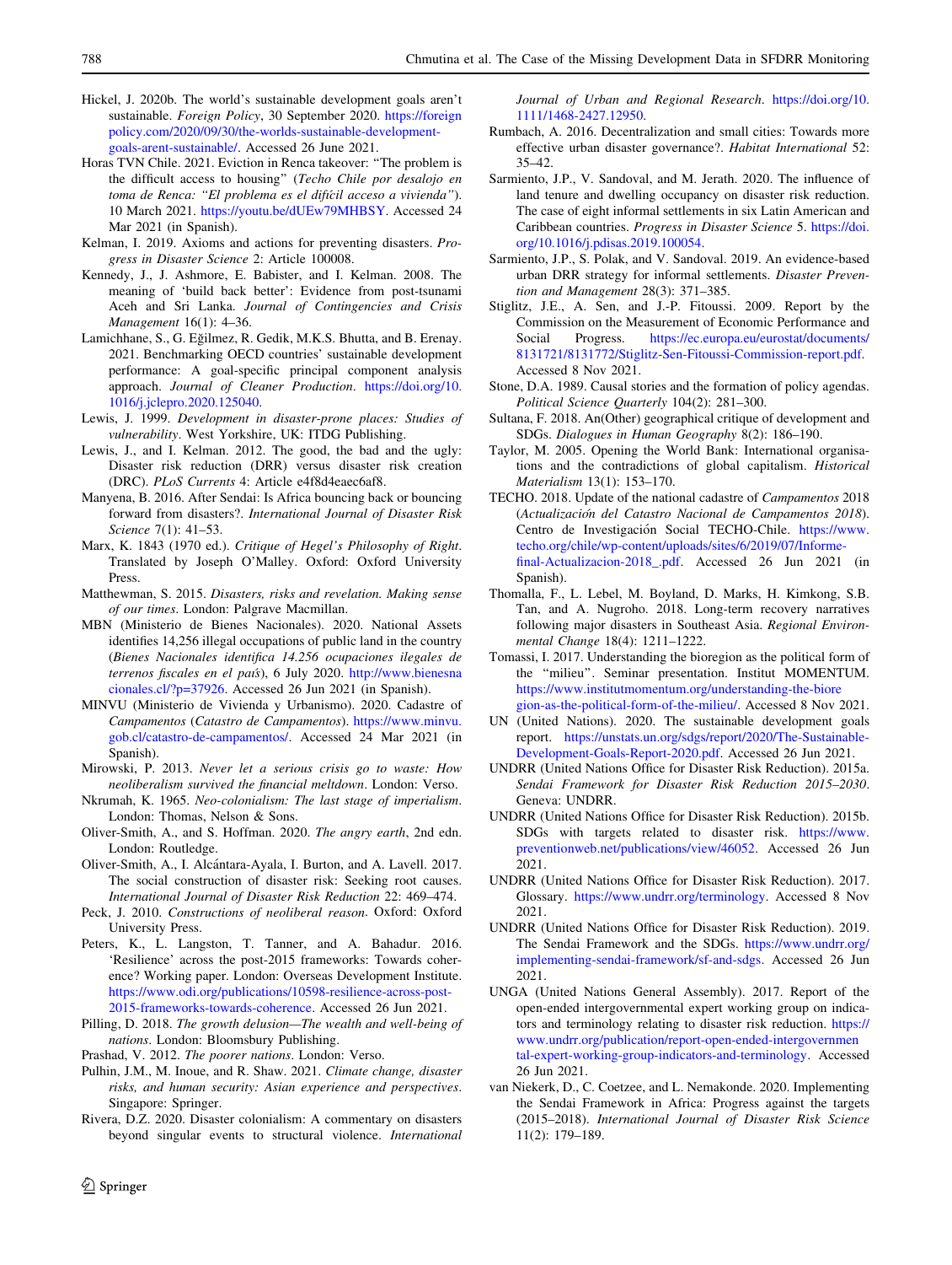Hickel, J. 2020b. The world's sustainable development goals aren't sustainable. *Foreign Policy*, 30 September 2020. https://foreignpolicy.com/2020/09/30/the-worlds-sustainable-development-goals-arent-sustainable/. Accessed 26 June 2021.

Horas TVN Chile. 2021. Eviction in Renca takeover: "The problem is the difficult access to housing" (*Techo Chile por desalojo en toma de Renca: "El problema es el difícil acceso a vivienda"*). 10 March 2021. https://youtu.be/dUEw79MHBSY. Accessed 24 Mar 2021 (in Spanish).

Kelman, I. 2019. Axioms and actions for preventing disasters. *Progress in Disaster Science* 2: Article 100008.

Kennedy, J., J. Ashmore, E. Babister, and I. Kelman. 2008. The meaning of 'build back better': Evidence from post-tsunami Aceh and Sri Lanka. *Journal of Contingencies and Crisis Management* 16(1): 4–36.

Lamichhane, S., G. Eğilmez, R. Gedik, M.K.S. Bhutta, and B. Erenay. 2021. Benchmarking OECD countries' sustainable development performance: A goal-specific principal component analysis approach. *Journal of Cleaner Production*. https://doi.org/10.1016/j.jclepro.2020.125040.

Lewis, J. 1999. *Development in disaster-prone places: Studies of vulnerability*. West Yorkshire, UK: ITDG Publishing.

Lewis, J., and I. Kelman. 2012. The good, the bad and the ugly: Disaster risk reduction (DRR) versus disaster risk creation (DRC). *PLoS Currents* 4: Article e4f8d4eaec6af8.

Manyena, B. 2016. After Sendai: Is Africa bouncing back or bouncing forward from disasters?. *International Journal of Disaster Risk Science* 7(1): 41–53.

Marx, K. 1843 (1970 ed.). *Critique of Hegel's Philosophy of Right*. Translated by Joseph O'Malley. Oxford: Oxford University Press.

Matthewman, S. 2015. *Disasters, risks and revelation. Making sense of our times*. London: Palgrave Macmillan.

MBN (Ministerio de Bienes Nacionales). 2020. National Assets identifies 14,256 illegal occupations of public land in the country (*Bienes Nacionales identifica 14.256 ocupaciones ilegales de terrenos fiscales en el país*), 6 July 2020. http://www.bienesnacionales.cl/?p=37926. Accessed 26 Jun 2021 (in Spanish).

MINVU (Ministerio de Vivienda y Urbanismo). 2020. Cadastre of *Campamentos* (*Catastro de Campamentos*). https://www.minvu.gob.cl/catastro-de-campamentos/. Accessed 24 Mar 2021 (in Spanish).

Mirowski, P. 2013. *Never let a serious crisis go to waste: How neoliberalism survived the financial meltdown*. London: Verso.

Nkrumah, K. 1965. *Neo-colonialism: The last stage of imperialism*. London: Thomas, Nelson & Sons.

Oliver-Smith, A., and S. Hoffman. 2020. *The angry earth*, 2nd edn. London: Routledge.

Oliver-Smith, A., I. Alcántara-Ayala, I. Burton, and A. Lavell. 2017. The social construction of disaster risk: Seeking root causes. *International Journal of Disaster Risk Reduction* 22: 469–474.

Peck, J. 2010. *Constructions of neoliberal reason*. Oxford: Oxford University Press.

Peters, K., L. Langston, T. Tanner, and A. Bahadur. 2016. 'Resilience' across the post-2015 frameworks: Towards coherence? Working paper. London: Overseas Development Institute. https://www.odi.org/publications/10598-resilience-across-post-2015-frameworks-towards-coherence. Accessed 26 Jun 2021.

Pilling, D. 2018. *The growth delusion—The wealth and well-being of nations*. London: Bloomsbury Publishing.

Prashad, V. 2012. *The poorer nations*. London: Verso.

Pulhin, J.M., M. Inoue, and R. Shaw. 2021. *Climate change, disaster risks, and human security: Asian experience and perspectives*. Singapore: Springer.

Rivera, D.Z. 2020. Disaster colonialism: A commentary on disasters beyond singular events to structural violence. *International Journal of Urban and Regional Research*. https://doi.org/10.1111/1468-2427.12950.

Rumbach, A. 2016. Decentralization and small cities: Towards more effective urban disaster governance?. *Habitat International* 52: 35–42.

Sarmiento, J.P., V. Sandoval, and M. Jerath. 2020. The influence of land tenure and dwelling occupancy on disaster risk reduction. The case of eight informal settlements in six Latin American and Caribbean countries. *Progress in Disaster Science* 5. https://doi.org/10.1016/j.pdisas.2019.100054.

Sarmiento, J.P., S. Polak, and V. Sandoval. 2019. An evidence-based urban DRR strategy for informal settlements. *Disaster Prevention and Management* 28(3): 371–385.

Stiglitz, J.E., A. Sen, and J.-P. Fitoussi. 2009. Report by the Commission on the Measurement of Economic Performance and Social Progress. https://ec.europa.eu/eurostat/documents/8131721/8131772/Stiglitz-Sen-Fitoussi-Commission-report.pdf. Accessed 8 Nov 2021.

Stone, D.A. 1989. Causal stories and the formation of policy agendas. *Political Science Quarterly* 104(2): 281–300.

Sultana, F. 2018. An(Other) geographical critique of development and SDGs. *Dialogues in Human Geography* 8(2): 186–190.

Taylor, M. 2005. Opening the World Bank: International organisations and the contradictions of global capitalism. *Historical Materialism* 13(1): 153–170.

TECHO. 2018. Update of the national cadastre of *Campamentos* 2018 (*Actualización del Catastro Nacional de Campamentos 2018*). Centro de Investigación Social TECHO-Chile. https://www.techo.org/chile/wp-content/uploads/sites/6/2019/07/Informe-final-Actualizacion-2018_.pdf. Accessed 26 Jun 2021 (in Spanish).

Thomalla, F., L. Lebel, M. Boyland, D. Marks, H. Kimkong, S.B. Tan, and A. Nugroho. 2018. Long-term recovery narratives following major disasters in Southeast Asia. *Regional Environmental Change* 18(4): 1211–1222.

Tomassi, I. 2017. Understanding the bioregion as the political form of the "milieu". Seminar presentation. Institut MOMENTUM. https://www.institutmomentum.org/understanding-the-bioregion-as-the-political-form-of-the-milieu/. Accessed 8 Nov 2021.

UN (United Nations). 2020. The sustainable development goals report. https://unstats.un.org/sdgs/report/2020/The-Sustainable-Development-Goals-Report-2020.pdf. Accessed 26 Jun 2021.

UNDRR (United Nations Office for Disaster Risk Reduction). 2015a. *Sendai Framework for Disaster Risk Reduction 2015–2030*. Geneva: UNDRR.

UNDRR (United Nations Office for Disaster Risk Reduction). 2015b. SDGs with targets related to disaster risk. https://www.preventionweb.net/publications/view/46052. Accessed 26 Jun 2021.

UNDRR (United Nations Office for Disaster Risk Reduction). 2017. Glossary. https://www.undrr.org/terminology. Accessed 8 Nov 2021.

UNDRR (United Nations Office for Disaster Risk Reduction). 2019. The Sendai Framework and the SDGs. https://www.undrr.org/implementing-sendai-framework/sf-and-sdgs. Accessed 26 Jun 2021.

UNGA (United Nations General Assembly). 2017. Report of the open-ended intergovernmental expert working group on indicators and terminology relating to disaster risk reduction. https://www.undrr.org/publication/report-open-ended-intergovernmental-expert-working-group-indicators-and-terminology. Accessed 26 Jun 2021.

van Niekerk, D., C. Coetzee, and L. Nemakonde. 2020. Implementing the Sendai Framework in Africa: Progress against the targets (2015–2018). *International Journal of Disaster Risk Science* 11(2): 179–189.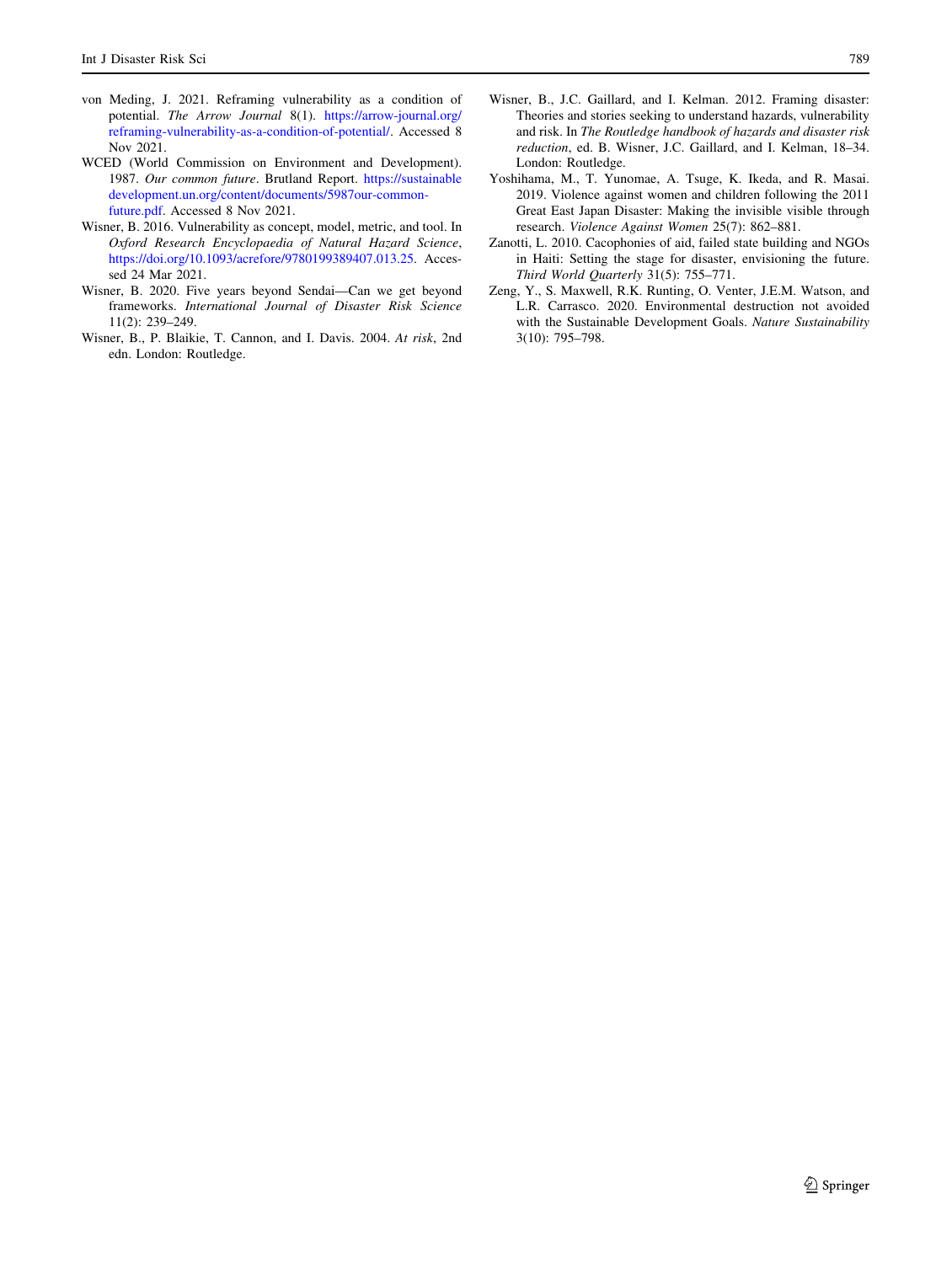von Meding, J. 2021. Reframing vulnerability as a condition of potential. *The Arrow Journal* 8(1). https://arrow-journal.org/reframing-vulnerability-as-a-condition-of-potential/. Accessed 8 Nov 2021.

WCED (World Commission on Environment and Development). 1987. *Our common future*. Brutland Report. https://sustainabledevelopment.un.org/content/documents/5987our-common-future.pdf. Accessed 8 Nov 2021.

Wisner, B. 2016. Vulnerability as concept, model, metric, and tool. In *Oxford Research Encyclopaedia of Natural Hazard Science*, https://doi.org/10.1093/acrefore/9780199389407.013.25. Accessed 24 Mar 2021.

Wisner, B. 2020. Five years beyond Sendai—Can we get beyond frameworks. *International Journal of Disaster Risk Science* 11(2): 239–249.

Wisner, B., P. Blaikie, T. Cannon, and I. Davis. 2004. *At risk*, 2nd edn. London: Routledge.

Wisner, B., J.C. Gaillard, and I. Kelman. 2012. Framing disaster: Theories and stories seeking to understand hazards, vulnerability and risk. In *The Routledge handbook of hazards and disaster risk reduction*, ed. B. Wisner, J.C. Gaillard, and I. Kelman, 18–34. London: Routledge.

Yoshihama, M., T. Yunomae, A. Tsuge, K. Ikeda, and R. Masai. 2019. Violence against women and children following the 2011 Great East Japan Disaster: Making the invisible visible through research. *Violence Against Women* 25(7): 862–881.

Zanotti, L. 2010. Cacophonies of aid, failed state building and NGOs in Haiti: Setting the stage for disaster, envisioning the future. *Third World Quarterly* 31(5): 755–771.

Zeng, Y., S. Maxwell, R.K. Runting, O. Venter, J.E.M. Watson, and L.R. Carrasco. 2020. Environmental destruction not avoided with the Sustainable Development Goals. *Nature Sustainability* 3(10): 795–798.